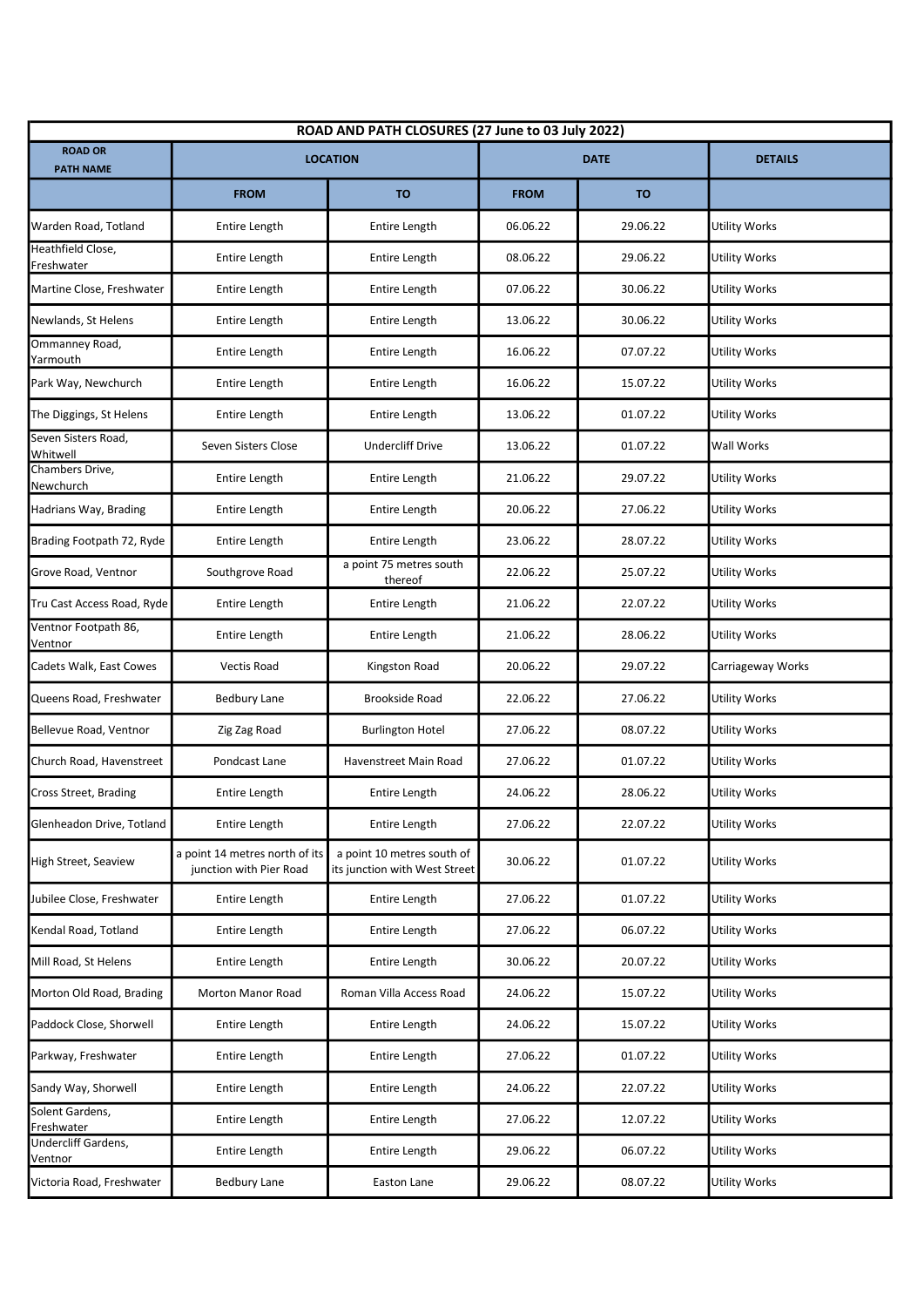| ROAD AND PATH CLOSURES (27 June to 03 July 2022) | | | | | |
|---|---|---|---|---|---|
| ROAD OR PATH NAME | LOCATION | | DATE | | DETAILS |
| | FROM | TO | FROM | TO | |
| Warden Road, Totland | Entire Length | Entire Length | 06.06.22 | 29.06.22 | Utility Works |
| Heathfield Close, Freshwater | Entire Length | Entire Length | 08.06.22 | 29.06.22 | Utility Works |
| Martine Close, Freshwater | Entire Length | Entire Length | 07.06.22 | 30.06.22 | Utility Works |
| Newlands, St Helens | Entire Length | Entire Length | 13.06.22 | 30.06.22 | Utility Works |
| Ommanney Road, Yarmouth | Entire Length | Entire Length | 16.06.22 | 07.07.22 | Utility Works |
| Park Way, Newchurch | Entire Length | Entire Length | 16.06.22 | 15.07.22 | Utility Works |
| The Diggings, St Helens | Entire Length | Entire Length | 13.06.22 | 01.07.22 | Utility Works |
| Seven Sisters Road, Whitwell | Seven Sisters Close | Undercliff Drive | 13.06.22 | 01.07.22 | Wall Works |
| Chambers Drive, Newchurch | Entire Length | Entire Length | 21.06.22 | 29.07.22 | Utility Works |
| Hadrians Way, Brading | Entire Length | Entire Length | 20.06.22 | 27.06.22 | Utility Works |
| Brading Footpath 72, Ryde | Entire Length | Entire Length | 23.06.22 | 28.07.22 | Utility Works |
| Grove Road, Ventnor | Southgrove Road | a point 75 metres south thereof | 22.06.22 | 25.07.22 | Utility Works |
| Tru Cast Access Road, Ryde | Entire Length | Entire Length | 21.06.22 | 22.07.22 | Utility Works |
| Ventnor Footpath 86, Ventnor | Entire Length | Entire Length | 21.06.22 | 28.06.22 | Utility Works |
| Cadets Walk, East Cowes | Vectis Road | Kingston Road | 20.06.22 | 29.07.22 | Carriageway Works |
| Queens Road, Freshwater | Bedbury Lane | Brookside Road | 22.06.22 | 27.06.22 | Utility Works |
| Bellevue Road, Ventnor | Zig Zag Road | Burlington Hotel | 27.06.22 | 08.07.22 | Utility Works |
| Church Road, Havenstreet | Pondcast Lane | Havenstreet Main Road | 27.06.22 | 01.07.22 | Utility Works |
| Cross Street, Brading | Entire Length | Entire Length | 24.06.22 | 28.06.22 | Utility Works |
| Glenheadon Drive, Totland | Entire Length | Entire Length | 27.06.22 | 22.07.22 | Utility Works |
| High Street, Seaview | a point 14 metres north of its junction with Pier Road | a point 10 metres south of its junction with West Street | 30.06.22 | 01.07.22 | Utility Works |
| Jubilee Close, Freshwater | Entire Length | Entire Length | 27.06.22 | 01.07.22 | Utility Works |
| Kendal Road, Totland | Entire Length | Entire Length | 27.06.22 | 06.07.22 | Utility Works |
| Mill Road, St Helens | Entire Length | Entire Length | 30.06.22 | 20.07.22 | Utility Works |
| Morton Old Road, Brading | Morton Manor Road | Roman Villa Access Road | 24.06.22 | 15.07.22 | Utility Works |
| Paddock Close, Shorwell | Entire Length | Entire Length | 24.06.22 | 15.07.22 | Utility Works |
| Parkway, Freshwater | Entire Length | Entire Length | 27.06.22 | 01.07.22 | Utility Works |
| Sandy Way, Shorwell | Entire Length | Entire Length | 24.06.22 | 22.07.22 | Utility Works |
| Solent Gardens, Freshwater | Entire Length | Entire Length | 27.06.22 | 12.07.22 | Utility Works |
| Undercliff Gardens, Ventnor | Entire Length | Entire Length | 29.06.22 | 06.07.22 | Utility Works |
| Victoria Road, Freshwater | Bedbury Lane | Easton Lane | 29.06.22 | 08.07.22 | Utility Works |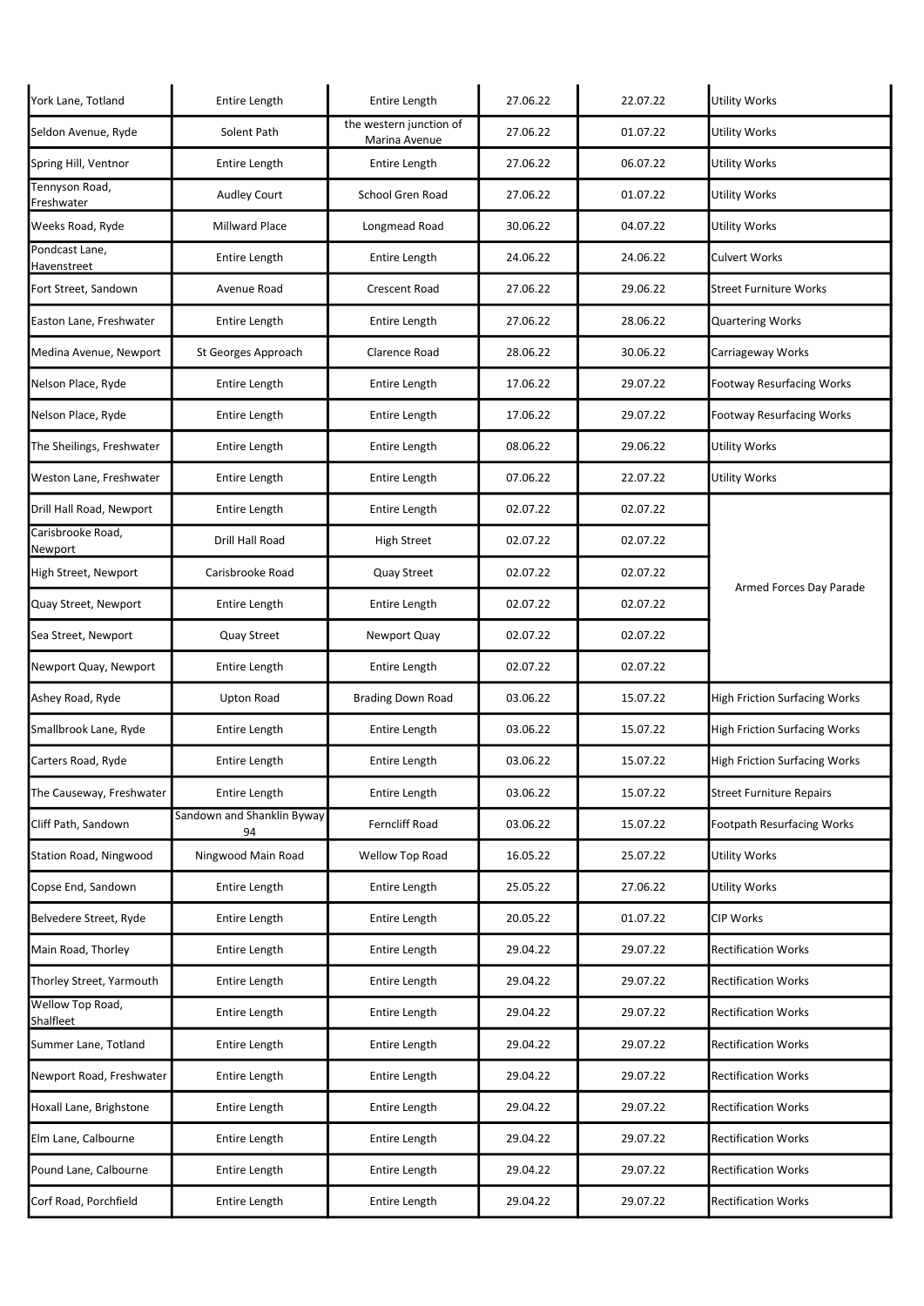| | | | | | |
|---|---|---|---|---|---|
| York Lane, Totland | Entire Length | Entire Length | 27.06.22 | 22.07.22 | Utility Works |
| Seldon Avenue, Ryde | Solent Path | the western junction of Marina Avenue | 27.06.22 | 01.07.22 | Utility Works |
| Spring Hill, Ventnor | Entire Length | Entire Length | 27.06.22 | 06.07.22 | Utility Works |
| Tennyson Road, Freshwater | Audley Court | School Gren Road | 27.06.22 | 01.07.22 | Utility Works |
| Weeks Road, Ryde | Millward Place | Longmead Road | 30.06.22 | 04.07.22 | Utility Works |
| Pondcast Lane, Havenstreet | Entire Length | Entire Length | 24.06.22 | 24.06.22 | Culvert Works |
| Fort Street, Sandown | Avenue Road | Crescent Road | 27.06.22 | 29.06.22 | Street Furniture Works |
| Easton Lane, Freshwater | Entire Length | Entire Length | 27.06.22 | 28.06.22 | Quartering Works |
| Medina Avenue, Newport | St Georges Approach | Clarence Road | 28.06.22 | 30.06.22 | Carriageway Works |
| Nelson Place, Ryde | Entire Length | Entire Length | 17.06.22 | 29.07.22 | Footway Resurfacing Works |
| Nelson Place, Ryde | Entire Length | Entire Length | 17.06.22 | 29.07.22 | Footway Resurfacing Works |
| The Sheilings, Freshwater | Entire Length | Entire Length | 08.06.22 | 29.06.22 | Utility Works |
| Weston Lane, Freshwater | Entire Length | Entire Length | 07.06.22 | 22.07.22 | Utility Works |
| Drill Hall Road, Newport | Entire Length | Entire Length | 02.07.22 | 02.07.22 | Armed Forces Day Parade |
| Carisbrooke Road, Newport | Drill Hall Road | High Street | 02.07.22 | 02.07.22 | |
| High Street, Newport | Carisbrooke Road | Quay Street | 02.07.22 | 02.07.22 | |
| Quay Street, Newport | Entire Length | Entire Length | 02.07.22 | 02.07.22 | |
| Sea Street, Newport | Quay Street | Newport Quay | 02.07.22 | 02.07.22 | |
| Newport Quay, Newport | Entire Length | Entire Length | 02.07.22 | 02.07.22 | |
| Ashey Road, Ryde | Upton Road | Brading Down Road | 03.06.22 | 15.07.22 | High Friction Surfacing Works |
| Smallbrook Lane, Ryde | Entire Length | Entire Length | 03.06.22 | 15.07.22 | High Friction Surfacing Works |
| Carters Road, Ryde | Entire Length | Entire Length | 03.06.22 | 15.07.22 | High Friction Surfacing Works |
| The Causeway, Freshwater | Entire Length | Entire Length | 03.06.22 | 15.07.22 | Street Furniture Repairs |
| Cliff Path, Sandown | Sandown and Shanklin Byway 94 | Ferncliff Road | 03.06.22 | 15.07.22 | Footpath Resurfacing Works |
| Station Road, Ningwood | Ningwood Main Road | Wellow Top Road | 16.05.22 | 25.07.22 | Utility Works |
| Copse End, Sandown | Entire Length | Entire Length | 25.05.22 | 27.06.22 | Utility Works |
| Belvedere Street, Ryde | Entire Length | Entire Length | 20.05.22 | 01.07.22 | CIP Works |
| Main Road, Thorley | Entire Length | Entire Length | 29.04.22 | 29.07.22 | Rectification Works |
| Thorley Street, Yarmouth | Entire Length | Entire Length | 29.04.22 | 29.07.22 | Rectification Works |
| Wellow Top Road, Shalfleet | Entire Length | Entire Length | 29.04.22 | 29.07.22 | Rectification Works |
| Summer Lane, Totland | Entire Length | Entire Length | 29.04.22 | 29.07.22 | Rectification Works |
| Newport Road, Freshwater | Entire Length | Entire Length | 29.04.22 | 29.07.22 | Rectification Works |
| Hoxall Lane, Brighstone | Entire Length | Entire Length | 29.04.22 | 29.07.22 | Rectification Works |
| Elm Lane, Calbourne | Entire Length | Entire Length | 29.04.22 | 29.07.22 | Rectification Works |
| Pound Lane, Calbourne | Entire Length | Entire Length | 29.04.22 | 29.07.22 | Rectification Works |
| Corf Road, Porchfield | Entire Length | Entire Length | 29.04.22 | 29.07.22 | Rectification Works |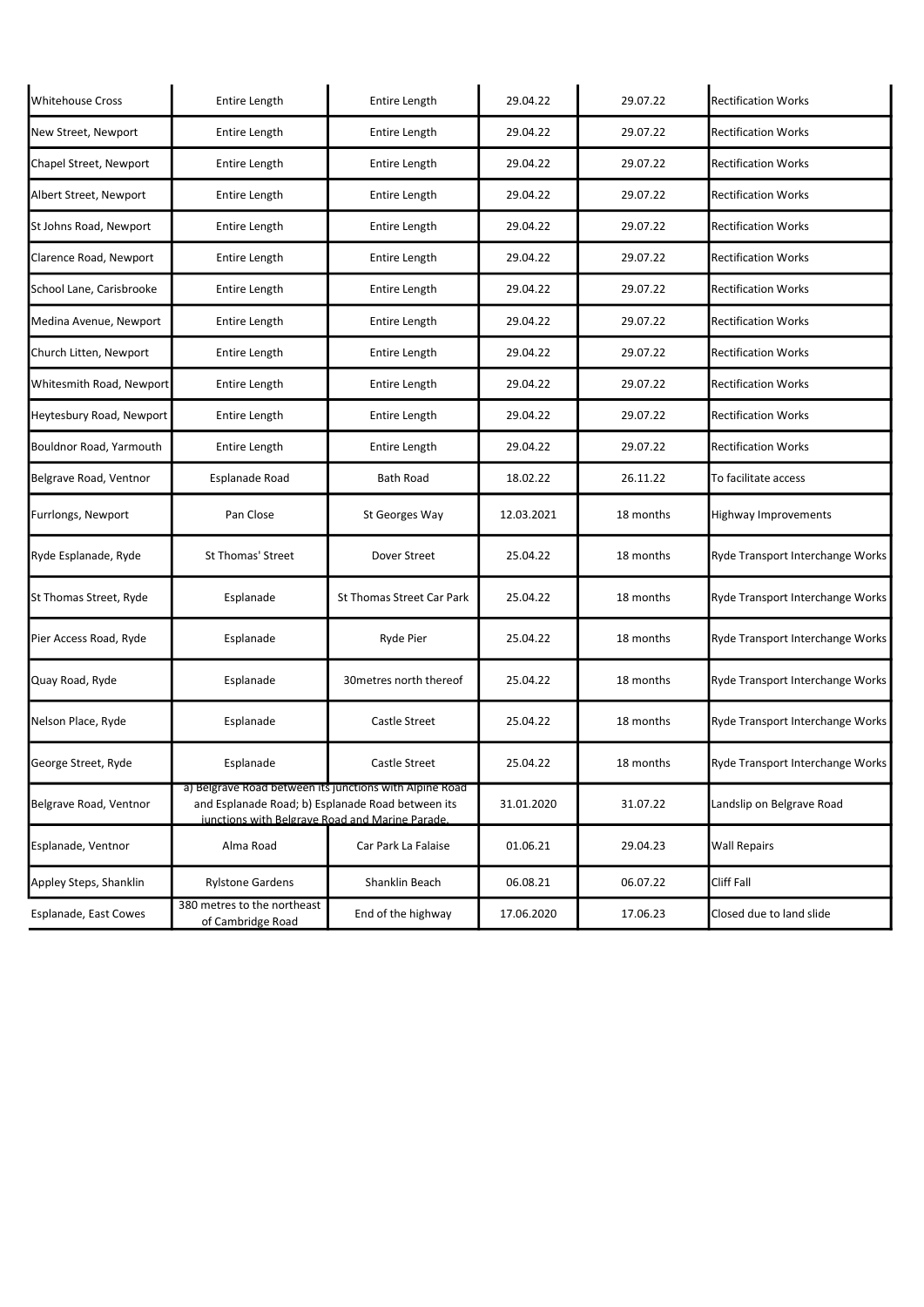| | | | | | |
|---|---|---|---|---|---|
| Whitehouse Cross | Entire Length | Entire Length | 29.04.22 | 29.07.22 | Rectification Works |
| New Street, Newport | Entire Length | Entire Length | 29.04.22 | 29.07.22 | Rectification Works |
| Chapel Street, Newport | Entire Length | Entire Length | 29.04.22 | 29.07.22 | Rectification Works |
| Albert Street, Newport | Entire Length | Entire Length | 29.04.22 | 29.07.22 | Rectification Works |
| St Johns Road, Newport | Entire Length | Entire Length | 29.04.22 | 29.07.22 | Rectification Works |
| Clarence Road, Newport | Entire Length | Entire Length | 29.04.22 | 29.07.22 | Rectification Works |
| School Lane, Carisbrooke | Entire Length | Entire Length | 29.04.22 | 29.07.22 | Rectification Works |
| Medina Avenue, Newport | Entire Length | Entire Length | 29.04.22 | 29.07.22 | Rectification Works |
| Church Litten, Newport | Entire Length | Entire Length | 29.04.22 | 29.07.22 | Rectification Works |
| Whitesmith Road, Newport | Entire Length | Entire Length | 29.04.22 | 29.07.22 | Rectification Works |
| Heytesbury Road, Newport | Entire Length | Entire Length | 29.04.22 | 29.07.22 | Rectification Works |
| Bouldnor Road, Yarmouth | Entire Length | Entire Length | 29.04.22 | 29.07.22 | Rectification Works |
| Belgrave Road, Ventnor | Esplanade Road | Bath Road | 18.02.22 | 26.11.22 | To facilitate access |
| Furrlongs, Newport | Pan Close | St Georges Way | 12.03.2021 | 18 months | Highway Improvements |
| Ryde Esplanade, Ryde | St Thomas' Street | Dover Street | 25.04.22 | 18 months | Ryde Transport Interchange Works |
| St Thomas Street, Ryde | Esplanade | St Thomas Street Car Park | 25.04.22 | 18 months | Ryde Transport Interchange Works |
| Pier Access Road, Ryde | Esplanade | Ryde Pier | 25.04.22 | 18 months | Ryde Transport Interchange Works |
| Quay Road, Ryde | Esplanade | 30metres north thereof | 25.04.22 | 18 months | Ryde Transport Interchange Works |
| Nelson Place, Ryde | Esplanade | Castle Street | 25.04.22 | 18 months | Ryde Transport Interchange Works |
| George Street, Ryde | Esplanade | Castle Street | 25.04.22 | 18 months | Ryde Transport Interchange Works |
| Belgrave Road, Ventnor | a) Belgrave Road between its junctions with Alpine Road and Esplanade Road; b) Esplanade Road between its junctions with Belgrave Road and Marine Parade. | | 31.01.2020 | 31.07.22 | Landslip on Belgrave Road |
| Esplanade, Ventnor | Alma Road | Car Park La Falaise | 01.06.21 | 29.04.23 | Wall Repairs |
| Appley Steps, Shanklin | Rylstone Gardens | Shanklin Beach | 06.08.21 | 06.07.22 | Cliff Fall |
| Esplanade, East Cowes | 380 metres to the northeast of Cambridge Road | End of the highway | 17.06.2020 | 17.06.23 | Closed due to land slide |